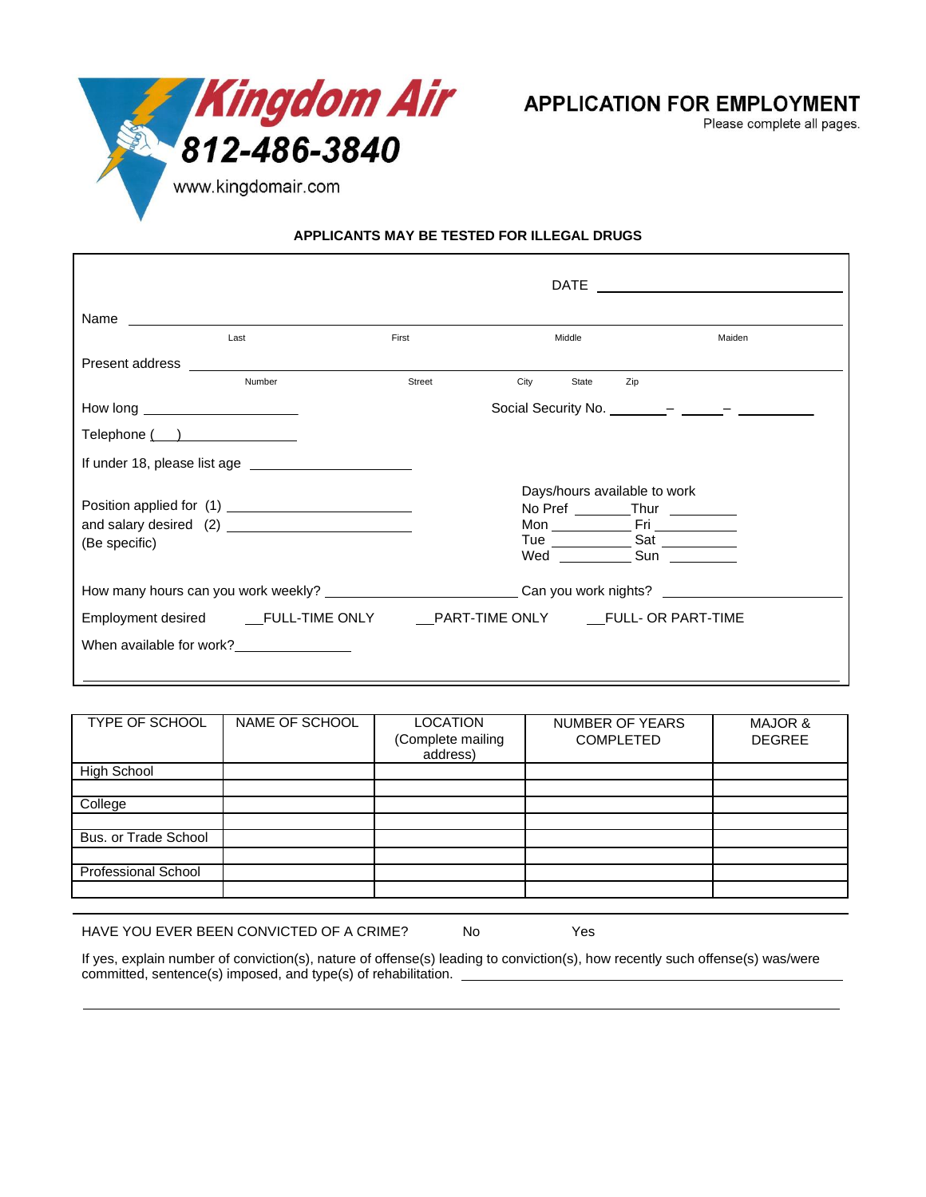**Kingdom Air**
**812-486-3840**
www.kingdomair.com

# APPLICATION FOR EMPLOYMENT

Please complete all pages.

**APPLICANTS MAY BE TESTED FOR ILLEGAL DRUGS**

DATE ______________________________

Name ____________________________________________________________
Last First Middle Maiden

Present address ____________________________________________________________
Number Street City State Zip

How long ____________________ Social Security No. _______– _____– __________

Telephone (___) ________________

If under 18, please list age ____________________

Position applied for (1) ______________________
and salary desired (2) ______________________
(Be specific)

Days/hours available to work
No Pref _______ Thur _________
Mon __________ Fri ___________
Tue __________ Sat ___________
Wed __________ Sun _________

How many hours can you work weekly? ______________________ Can you work nights? ____________________

Employment desired __FULL-TIME ONLY __PART-TIME ONLY __FULL- OR PART-TIME

When available for work?_______________

| TYPE OF SCHOOL | NAME OF SCHOOL | LOCATION (Complete mailing address) | NUMBER OF YEARS COMPLETED | MAJOR & DEGREE |
|---|---|---|---|---|
| High School | | | | |
| | | | | |
| College | | | | |
| | | | | |
| Bus. or Trade School | | | | |
| | | | | |
| Professional School | | | | |
| | | | | |

HAVE YOU EVER BEEN CONVICTED OF A CRIME? No Yes

If yes, explain number of conviction(s), nature of offense(s) leading to conviction(s), how recently such offense(s) was/were committed, sentence(s) imposed, and type(s) of rehabilitation. ____________________________________________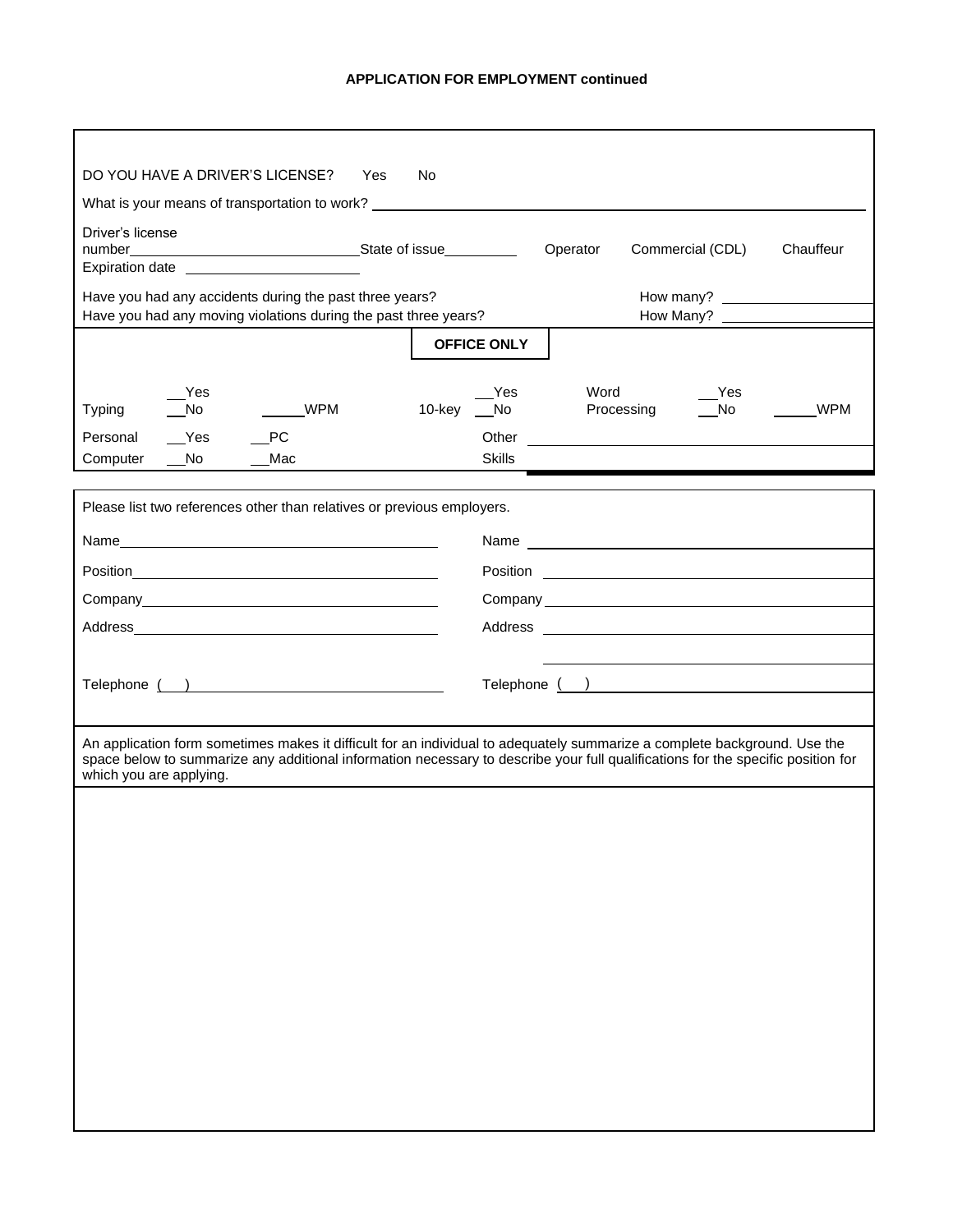**APPLICATION FOR EMPLOYMENT continued**

DO YOU HAVE A DRIVER'S LICENSE? Yes No

What is your means of transportation to work? ______________________________

Driver's license number______________________________ State of issue__________ Operator Commercial (CDL) Chauffeur

Expiration date ______________________

Have you had any accidents during the past three years? How many? ____________

Have you had any moving violations during the past three years? How Many? ____________

**OFFICE ONLY**

| | | | | | | | |
|---|---|---|---|---|---|---|---|
| Typing | __Yes<br>__No | ______WPM | 10-key | __Yes<br>__No | Word Processing | __Yes<br>__No | ______WPM |
| Personal Computer | __Yes<br>__No | __PC<br>__Mac | | Other Skills | | | |

Please list two references other than relatives or previous employers.

| | |
|---|---|
| Name______________________ | Name______________________ |
| Position______________________ | Position______________________ |
| Company______________________ | Company______________________ |
| Address______________________ | Address______________________ |
| | ______________________ |
| Telephone ( ) ______________________ | Telephone ( ) ______________________ |

An application form sometimes makes it difficult for an individual to adequately summarize a complete background. Use the space below to summarize any additional information necessary to describe your full qualifications for the specific position for which you are applying.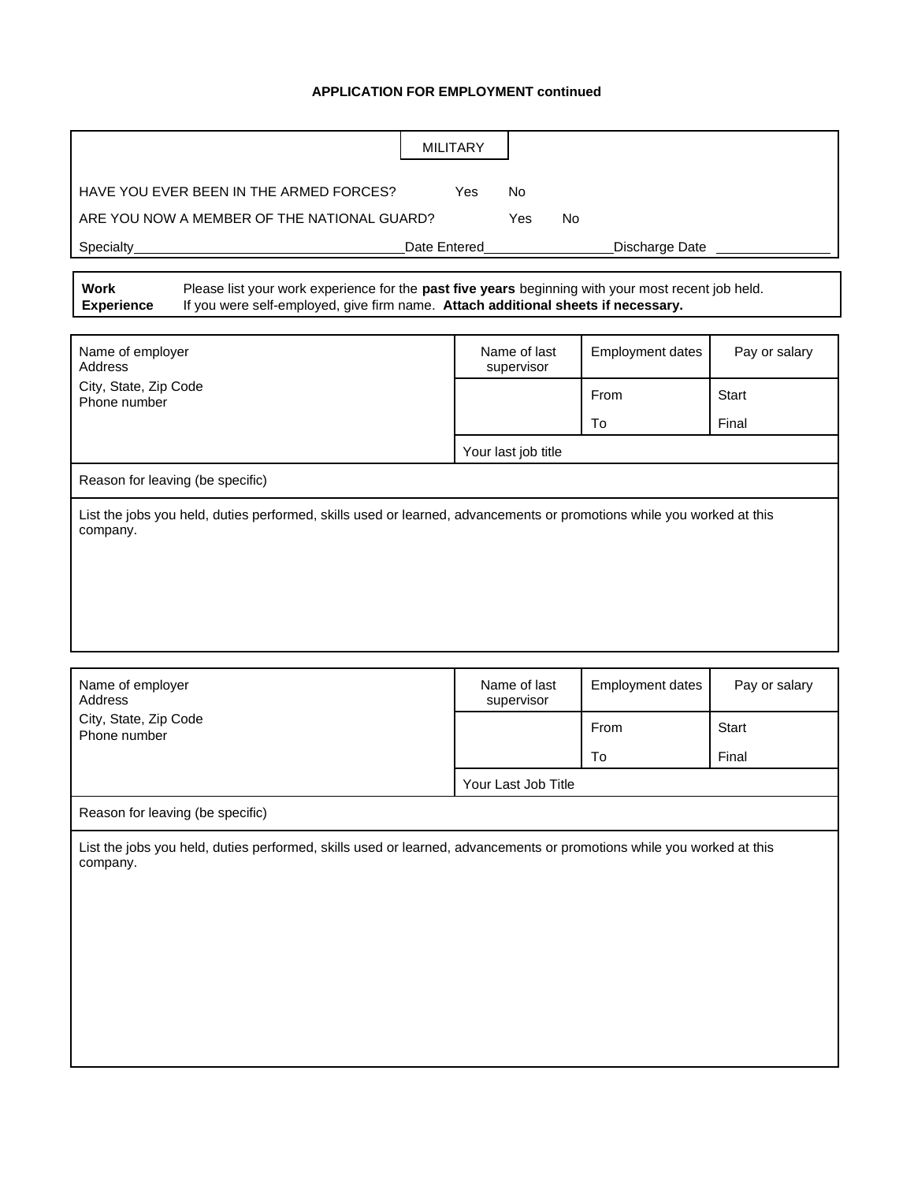**APPLICATION FOR EMPLOYMENT continued**

## MILITARY

HAVE YOU EVER BEEN IN THE ARMED FORCES? Yes No

ARE YOU NOW A MEMBER OF THE NATIONAL GUARD? Yes No

Specialty\_\_\_\_\_\_\_\_\_\_\_\_\_\_\_\_\_\_\_\_ Date Entered\_\_\_\_\_\_\_\_\_\_\_\_\_\_\_\_ Discharge Date \_\_\_\_\_\_\_\_\_\_\_\_\_\_\_\_

| **Work Experience** | Please list your work experience for the **past five years** beginning with your most recent job held. If you were self-employed, give firm name. **Attach additional sheets if necessary.** |
|---|---|

| Name of employer<br>Address<br>City, State, Zip Code<br>Phone number | Name of last supervisor | Employment dates | Pay or salary |
|---|---|---|---|
| | | From | Start |
| | | To | Final |
| | Your last job title | | |
| Reason for leaving (be specific) | | | |
| List the jobs you held, duties performed, skills used or learned, advancements or promotions while you worked at this company. | | | |

| Name of employer<br>Address<br>City, State, Zip Code<br>Phone number | Name of last supervisor | Employment dates | Pay or salary |
|---|---|---|---|
| | | From | Start |
| | | To | Final |
| | Your Last Job Title | | |
| Reason for leaving (be specific) | | | |
| List the jobs you held, duties performed, skills used or learned, advancements or promotions while you worked at this company. | | | |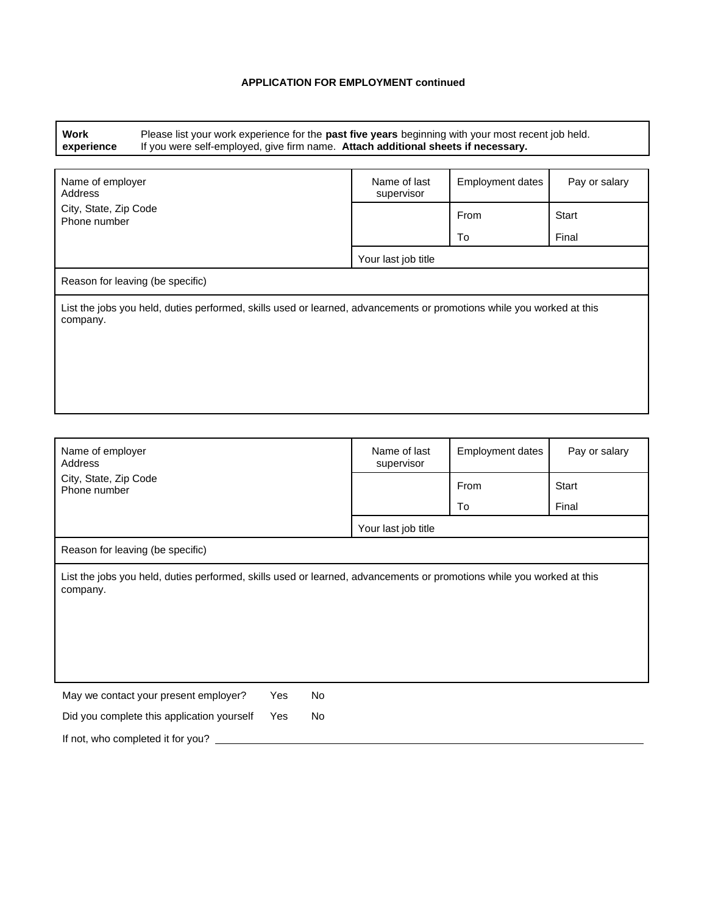**APPLICATION FOR EMPLOYMENT continued**

| **Work experience** | Please list your work experience for the **past five years** beginning with your most recent job held. If you were self-employed, give firm name. **Attach additional sheets if necessary.** |
|---|---|

| Name of employer<br>Address<br>City, State, Zip Code<br>Phone number | Name of last supervisor | Employment dates | Pay or salary |
|---|---|---|---|
| | | From | Start |
| | | To | Final |
| | Your last job title | | |
| Reason for leaving (be specific) | | | |
| List the jobs you held, duties performed, skills used or learned, advancements or promotions while you worked at this company. | | | |

| Name of employer<br>Address<br>City, State, Zip Code<br>Phone number | Name of last supervisor | Employment dates | Pay or salary |
|---|---|---|---|
| | | From | Start |
| | | To | Final |
| | Your last job title | | |
| Reason for leaving (be specific) | | | |
| List the jobs you held, duties performed, skills used or learned, advancements or promotions while you worked at this company. | | | |

May we contact your present employer? Yes No

Did you complete this application yourself Yes No

If not, who completed it for you? ____________________________________________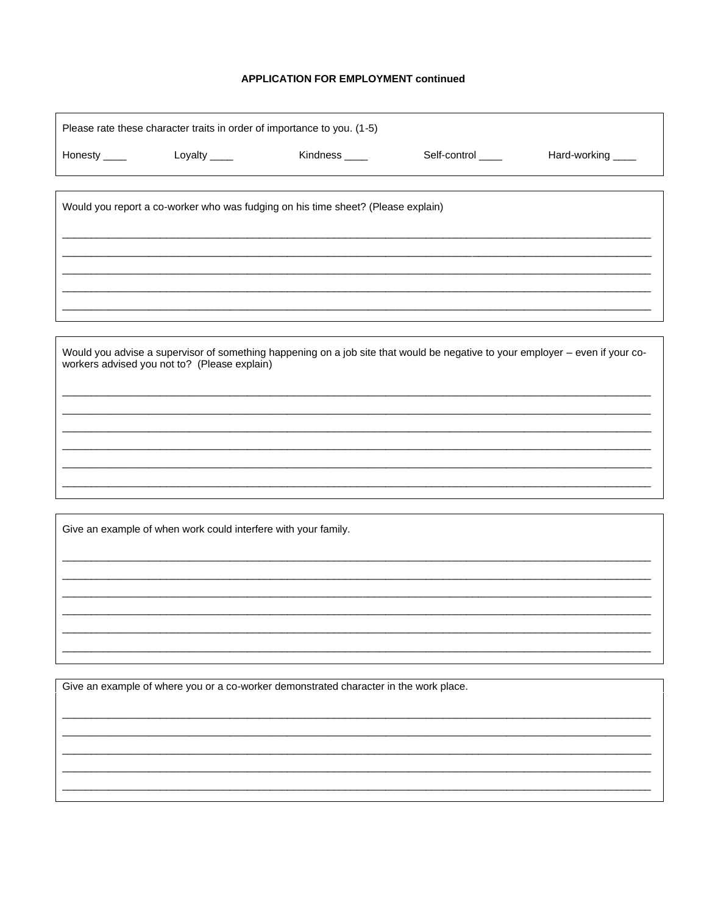**APPLICATION FOR EMPLOYMENT continued**

Please rate these character traits in order of importance to you. (1-5)

Honesty ____ Loyalty ____ Kindness ____ Self-control ____ Hard-working ____

Would you report a co-worker who was fudging on his time sheet? (Please explain)

________________________________________________________________________________
________________________________________________________________________________
________________________________________________________________________________
________________________________________________________________________________
________________________________________________________________________________

Would you advise a supervisor of something happening on a job site that would be negative to your employer – even if your co-workers advised you not to? (Please explain)

________________________________________________________________________________
________________________________________________________________________________
________________________________________________________________________________
________________________________________________________________________________
________________________________________________________________________________
________________________________________________________________________________

Give an example of when work could interfere with your family.

________________________________________________________________________________
________________________________________________________________________________
________________________________________________________________________________
________________________________________________________________________________
________________________________________________________________________________
________________________________________________________________________________

Give an example of where you or a co-worker demonstrated character in the work place.

________________________________________________________________________________
________________________________________________________________________________
________________________________________________________________________________
________________________________________________________________________________
________________________________________________________________________________